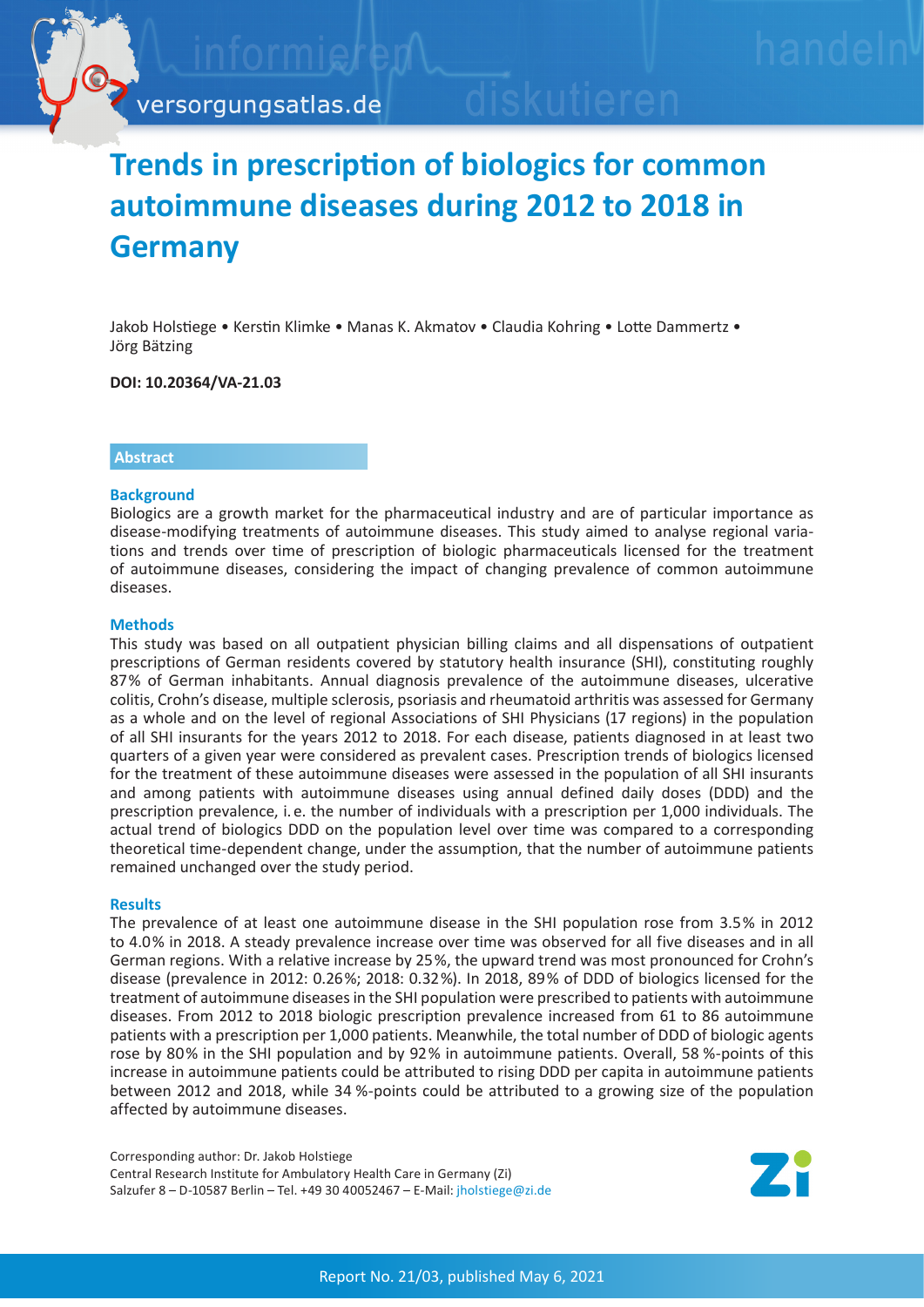# Trends in prescription of biologics for common autoimmune diseases during 2012 to 2018 in Germany

Jakob Holstiege • Kerstin Klimke • Manas K. Akmatov • Claudia Kohring • Lotte Dammertz • Jörg Bätzing

**DOI: 10.20364/VA-21.03**

## Abstract

### Background

Biologics are a growth market for the pharmaceutical industry and are of particular importance as disease-modifying treatments of autoimmune diseases. This study aimed to analyse regional variations and trends over time of prescription of biologic pharmaceuticals licensed for the treatment of autoimmune diseases, considering the impact of changing prevalence of common autoimmune diseases.

### Methods

This study was based on all outpatient physician billing claims and all dispensations of outpatient prescriptions of German residents covered by statutory health insurance (SHI), constituting roughly 87% of German inhabitants. Annual diagnosis prevalence of the autoimmune diseases, ulcerative colitis, Crohn's disease, multiple sclerosis, psoriasis and rheumatoid arthritis was assessed for Germany as a whole and on the level of regional Associations of SHI Physicians (17 regions) in the population of all SHI insurants for the years 2012 to 2018. For each disease, patients diagnosed in at least two quarters of a given year were considered as prevalent cases. Prescription trends of biologics licensed for the treatment of these autoimmune diseases were assessed in the population of all SHI insurants and among patients with autoimmune diseases using annual defined daily doses (DDD) and the prescription prevalence, i. e. the number of individuals with a prescription per 1,000 individuals. The actual trend of biologics DDD on the population level over time was compared to a corresponding theoretical time-dependent change, under the assumption, that the number of autoimmune patients remained unchanged over the study period.

### Results

The prevalence of at least one autoimmune disease in the SHI population rose from 3.5% in 2012 to 4.0% in 2018. A steady prevalence increase over time was observed for all five diseases and in all German regions. With a relative increase by 25%, the upward trend was most pronounced for Crohn's disease (prevalence in 2012: 0.26%; 2018: 0.32%). In 2018, 89% of DDD of biologics licensed for the treatment of autoimmune diseases in the SHI population were prescribed to patients with autoimmune diseases. From 2012 to 2018 biologic prescription prevalence increased from 61 to 86 autoimmune patients with a prescription per 1,000 patients. Meanwhile, the total number of DDD of biologic agents rose by 80% in the SHI population and by 92% in autoimmune patients. Overall, 58 %-points of this increase in autoimmune patients could be attributed to rising DDD per capita in autoimmune patients between 2012 and 2018, while 34 %-points could be attributed to a growing size of the population affected by autoimmune diseases.

Corresponding author: Dr. Jakob Holstiege
Central Research Institute for Ambulatory Health Care in Germany (Zi)
Salzufer 8 – D-10587 Berlin – Tel. +49 30 40052467 – E-Mail: jholstiege@zi.de

Report No. 21/03, published May 6, 2021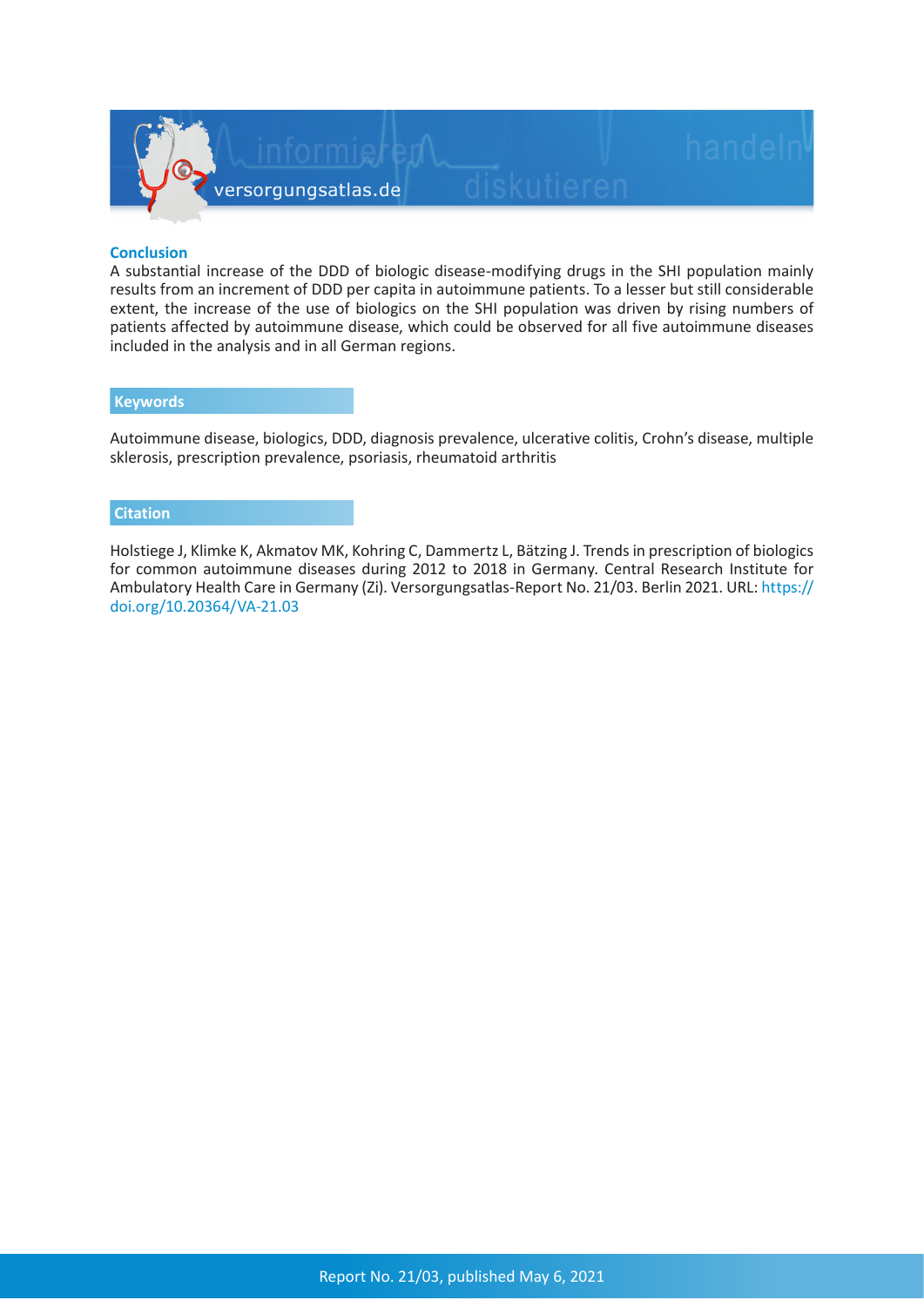**Conclusion**

A substantial increase of the DDD of biologic disease-modifying drugs in the SHI population mainly results from an increment of DDD per capita in autoimmune patients. To a lesser but still considerable extent, the increase of the use of biologics on the SHI population was driven by rising numbers of patients affected by autoimmune disease, which could be observed for all five autoimmune diseases included in the analysis and in all German regions.

## Keywords

Autoimmune disease, biologics, DDD, diagnosis prevalence, ulcerative colitis, Crohn's disease, multiple sklerosis, prescription prevalence, psoriasis, rheumatoid arthritis

## Citation

Holstiege J, Klimke K, Akmatov MK, Kohring C, Dammertz L, Bätzing J. Trends in prescription of biologics for common autoimmune diseases during 2012 to 2018 in Germany. Central Research Institute for Ambulatory Health Care in Germany (Zi). Versorgungsatlas-Report No. 21/03. Berlin 2021. URL: https://doi.org/10.20364/VA-21.03

Report No. 21/03, published May 6, 2021